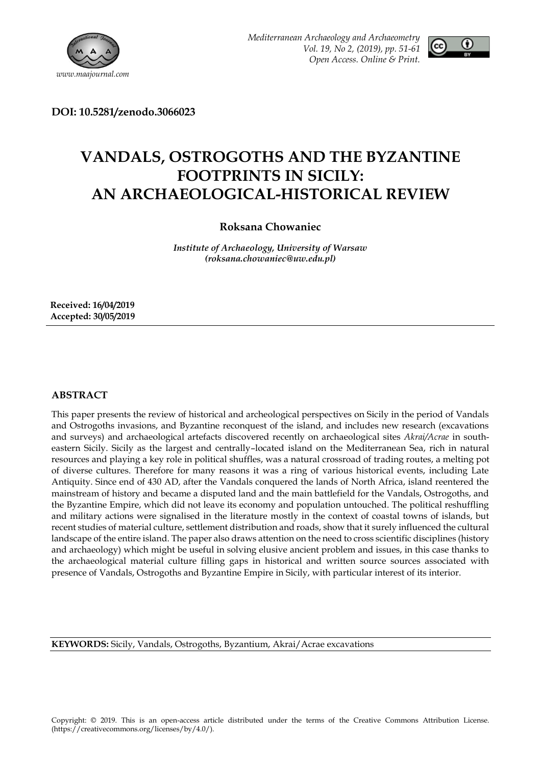**DOI: 10.5281/zenodo.3066023**

# VANDALS, OSTROGOTHS AND THE BYZANTINE FOOTPRINTS IN SICILY: AN ARCHAEOLOGICAL-HISTORICAL REVIEW

**Roksana Chowaniec**

*Institute of Archaeology, University of Warsaw*
*(roksana.chowaniec@uw.edu.pl)*

**Received: 16/04/2019**
**Accepted: 30/05/2019**

## ABSTRACT

This paper presents the review of historical and archeological perspectives on Sicily in the period of Vandals and Ostrogoths invasions, and Byzantine reconquest of the island, and includes new research (excavations and surveys) and archaeological artefacts discovered recently on archaeological sites *Akrai/Acrae* in south-eastern Sicily. Sicily as the largest and centrally–located island on the Mediterranean Sea, rich in natural resources and playing a key role in political shuffles, was a natural crossroad of trading routes, a melting pot of diverse cultures. Therefore for many reasons it was a ring of various historical events, including Late Antiquity. Since end of 430 AD, after the Vandals conquered the lands of North Africa, island reentered the mainstream of history and became a disputed land and the main battlefield for the Vandals, Ostrogoths, and the Byzantine Empire, which did not leave its economy and population untouched. The political reshuffling and military actions were signalised in the literature mostly in the context of coastal towns of islands, but recent studies of material culture, settlement distribution and roads, show that it surely influenced the cultural landscape of the entire island. The paper also draws attention on the need to cross scientific disciplines (history and archaeology) which might be useful in solving elusive ancient problem and issues, in this case thanks to the archaeological material culture filling gaps in historical and written source sources associated with presence of Vandals, Ostrogoths and Byzantine Empire in Sicily, with particular interest of its interior.

**KEYWORDS:** Sicily, Vandals, Ostrogoths, Byzantium, Akrai/Acrae excavations

Copyright: © 2019. This is an open-access article distributed under the terms of the Creative Commons Attribution License. (https://creativecommons.org/licenses/by/4.0/).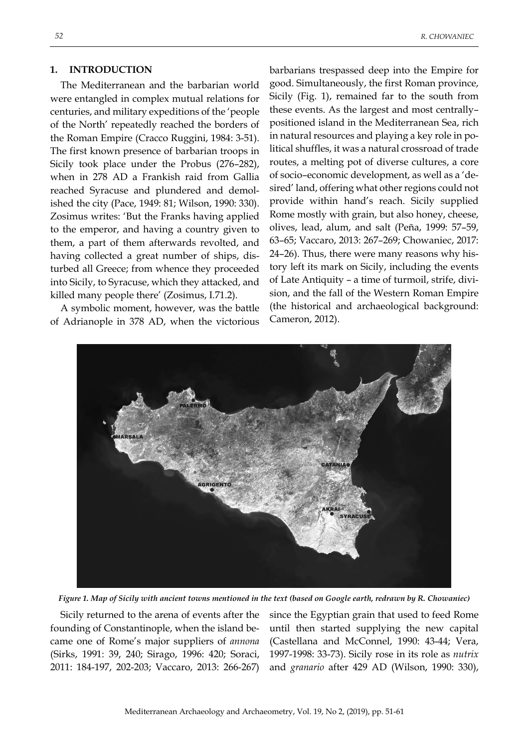## 1. INTRODUCTION

The Mediterranean and the barbarian world were entangled in complex mutual relations for centuries, and military expeditions of the 'people of the North' repeatedly reached the borders of the Roman Empire (Cracco Ruggini, 1984: 3-51). The first known presence of barbarian troops in Sicily took place under the Probus (276–282), when in 278 AD a Frankish raid from Gallia reached Syracuse and plundered and demolished the city (Pace, 1949: 81; Wilson, 1990: 330). Zosimus writes: 'But the Franks having applied to the emperor, and having a country given to them, a part of them afterwards revolted, and having collected a great number of ships, disturbed all Greece; from whence they proceeded into Sicily, to Syracuse, which they attacked, and killed many people there' (Zosimus, I.71.2).

A symbolic moment, however, was the battle of Adrianople in 378 AD, when the victorious barbarians trespassed deep into the Empire for good. Simultaneously, the first Roman province, Sicily (Fig. 1), remained far to the south from these events. As the largest and most centrally–positioned island in the Mediterranean Sea, rich in natural resources and playing a key role in political shuffles, it was a natural crossroad of trade routes, a melting pot of diverse cultures, a core of socio–economic development, as well as a 'desired' land, offering what other regions could not provide within hand's reach. Sicily supplied Rome mostly with grain, but also honey, cheese, olives, lead, alum, and salt (Peña, 1999: 57–59, 63–65; Vaccaro, 2013: 267–269; Chowaniec, 2017: 24–26). Thus, there were many reasons why history left its mark on Sicily, including the events of Late Antiquity – a time of turmoil, strife, division, and the fall of the Western Roman Empire (the historical and archaeological background: Cameron, 2012).

*Figure 1. Map of Sicily with ancient towns mentioned in the text (based on Google earth, redrawn by R. Chowaniec)*

Sicily returned to the arena of events after the founding of Constantinople, when the island became one of Rome's major suppliers of *annona* (Sirks, 1991: 39, 240; Sirago, 1996: 420; Soraci, 2011: 184-197, 202-203; Vaccaro, 2013: 266-267) since the Egyptian grain that used to feed Rome until then started supplying the new capital (Castellana and McConnel, 1990: 43-44; Vera, 1997-1998: 33-73). Sicily rose in its role as *nutrix* and *granario* after 429 AD (Wilson, 1990: 330),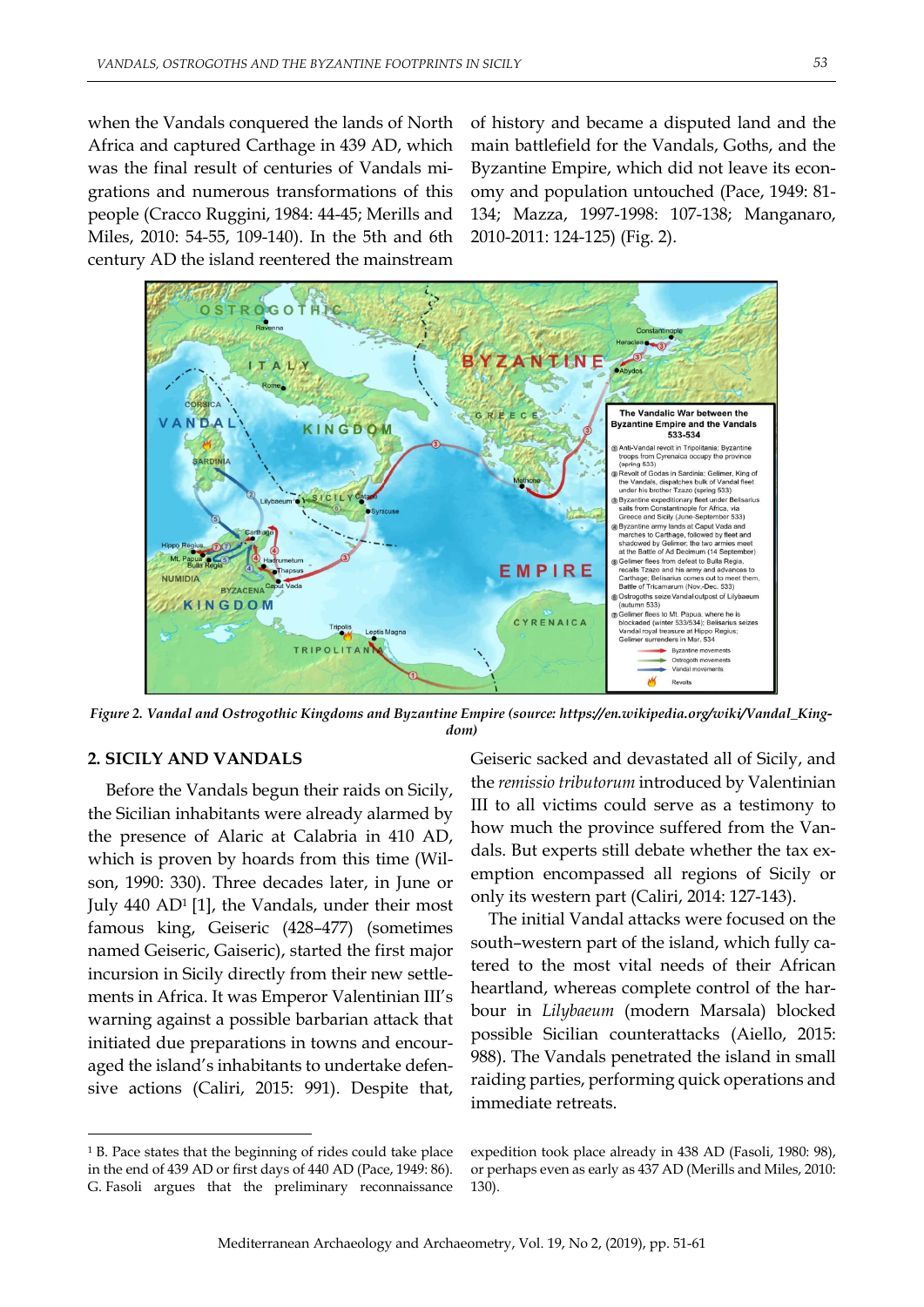when the Vandals conquered the lands of North Africa and captured Carthage in 439 AD, which was the final result of centuries of Vandals migrations and numerous transformations of this people (Cracco Ruggini, 1984: 44-45; Merills and Miles, 2010: 54-55, 109-140). In the 5th and 6th century AD the island reentered the mainstream of history and became a disputed land and the main battlefield for the Vandals, Goths, and the Byzantine Empire, which did not leave its economy and population untouched (Pace, 1949: 81-134; Mazza, 1997-1998: 107-138; Manganaro, 2010-2011: 124-125) (Fig. 2).

*Figure 2. Vandal and Ostrogothic Kingdoms and Byzantine Empire (source: https://en.wikipedia.org/wiki/Vandal_Kingdom)*

## 2. SICILY AND VANDALS

Before the Vandals begun their raids on Sicily, the Sicilian inhabitants were already alarmed by the presence of Alaric at Calabria in 410 AD, which is proven by hoards from this time (Wilson, 1990: 330). Three decades later, in June or July 440 AD[1] [1], the Vandals, under their most famous king, Geiseric (428–477) (sometimes named Geiseric, Gaiseric), started the first major incursion in Sicily directly from their new settlements in Africa. It was Emperor Valentinian III's warning against a possible barbarian attack that initiated due preparations in towns and encouraged the island's inhabitants to undertake defensive actions (Caliri, 2015: 991). Despite that, Geiseric sacked and devastated all of Sicily, and the *remissio tributorum* introduced by Valentinian III to all victims could serve as a testimony to how much the province suffered from the Vandals. But experts still debate whether the tax exemption encompassed all regions of Sicily or only its western part (Caliri, 2014: 127-143).

The initial Vandal attacks were focused on the south–western part of the island, which fully catered to the most vital needs of their African heartland, whereas complete control of the harbour in *Lilybaeum* (modern Marsala) blocked possible Sicilian counterattacks (Aiello, 2015: 988). The Vandals penetrated the island in small raiding parties, performing quick operations and immediate retreats.

[1] B. Pace states that the beginning of rides could take place in the end of 439 AD or first days of 440 AD (Pace, 1949: 86). G. Fasoli argues that the preliminary reconnaissance expedition took place already in 438 AD (Fasoli, 1980: 98), or perhaps even as early as 437 AD (Merills and Miles, 2010: 130).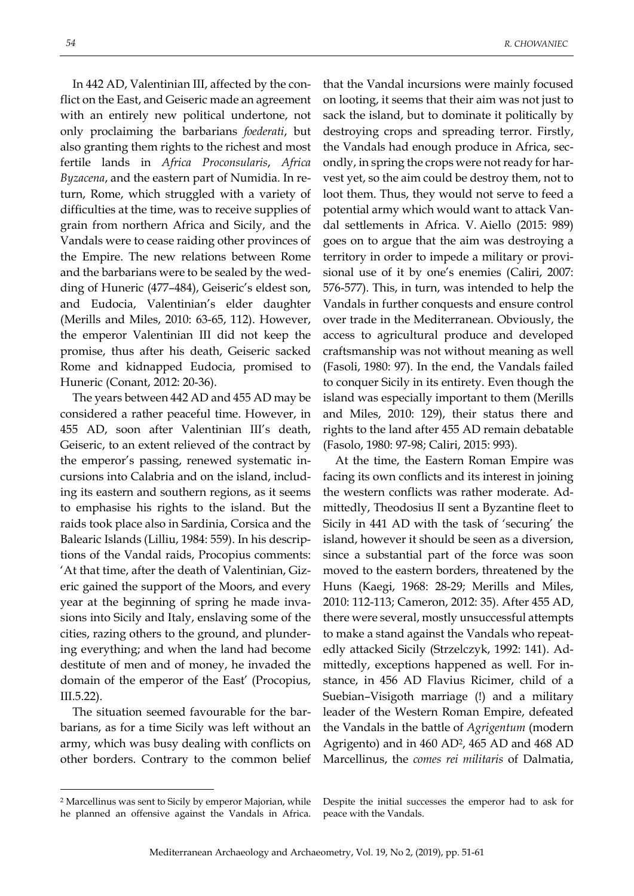In 442 AD, Valentinian III, affected by the conflict on the East, and Geiseric made an agreement with an entirely new political undertone, not only proclaiming the barbarians *foederati*, but also granting them rights to the richest and most fertile lands in *Africa Proconsularis*, *Africa Byzacena*, and the eastern part of Numidia. In return, Rome, which struggled with a variety of difficulties at the time, was to receive supplies of grain from northern Africa and Sicily, and the Vandals were to cease raiding other provinces of the Empire. The new relations between Rome and the barbarians were to be sealed by the wedding of Huneric (477–484), Geiseric's eldest son, and Eudocia, Valentinian's elder daughter (Merills and Miles, 2010: 63-65, 112). However, the emperor Valentinian III did not keep the promise, thus after his death, Geiseric sacked Rome and kidnapped Eudocia, promised to Huneric (Conant, 2012: 20-36).

The years between 442 AD and 455 AD may be considered a rather peaceful time. However, in 455 AD, soon after Valentinian III's death, Geiseric, to an extent relieved of the contract by the emperor's passing, renewed systematic incursions into Calabria and on the island, including its eastern and southern regions, as it seems to emphasise his rights to the island. But the raids took place also in Sardinia, Corsica and the Balearic Islands (Lilliu, 1984: 559). In his descriptions of the Vandal raids, Procopius comments: 'At that time, after the death of Valentinian, Gizeric gained the support of the Moors, and every year at the beginning of spring he made invasions into Sicily and Italy, enslaving some of the cities, razing others to the ground, and plundering everything; and when the land had become destitute of men and of money, he invaded the domain of the emperor of the East' (Procopius, III.5.22).

The situation seemed favourable for the barbarians, as for a time Sicily was left without an army, which was busy dealing with conflicts on other borders. Contrary to the common belief that the Vandal incursions were mainly focused on looting, it seems that their aim was not just to sack the island, but to dominate it politically by destroying crops and spreading terror. Firstly, the Vandals had enough produce in Africa, secondly, in spring the crops were not ready for harvest yet, so the aim could be destroy them, not to loot them. Thus, they would not serve to feed a potential army which would want to attack Vandal settlements in Africa. V. Aiello (2015: 989) goes on to argue that the aim was destroying a territory in order to impede a military or provisional use of it by one's enemies (Caliri, 2007: 576-577). This, in turn, was intended to help the Vandals in further conquests and ensure control over trade in the Mediterranean. Obviously, the access to agricultural produce and developed craftsmanship was not without meaning as well (Fasoli, 1980: 97). In the end, the Vandals failed to conquer Sicily in its entirety. Even though the island was especially important to them (Merills and Miles, 2010: 129), their status there and rights to the land after 455 AD remain debatable (Fasolo, 1980: 97-98; Caliri, 2015: 993).

At the time, the Eastern Roman Empire was facing its own conflicts and its interest in joining the western conflicts was rather moderate. Admittedly, Theodosius II sent a Byzantine fleet to Sicily in 441 AD with the task of 'securing' the island, however it should be seen as a diversion, since a substantial part of the force was soon moved to the eastern borders, threatened by the Huns (Kaegi, 1968: 28-29; Merills and Miles, 2010: 112-113; Cameron, 2012: 35). After 455 AD, there were several, mostly unsuccessful attempts to make a stand against the Vandals who repeatedly attacked Sicily (Strzelczyk, 1992: 141). Admittedly, exceptions happened as well. For instance, in 456 AD Flavius Ricimer, child of a Suebian–Visigoth marriage (!) and a military leader of the Western Roman Empire, defeated the Vandals in the battle of *Agrigentum* (modern Agrigento) and in 460 AD[2], 465 AD and 468 AD Marcellinus, the *comes rei militaris* of Dalmatia,

[2] Marcellinus was sent to Sicily by emperor Majorian, while he planned an offensive against the Vandals in Africa. Despite the initial successes the emperor had to ask for peace with the Vandals.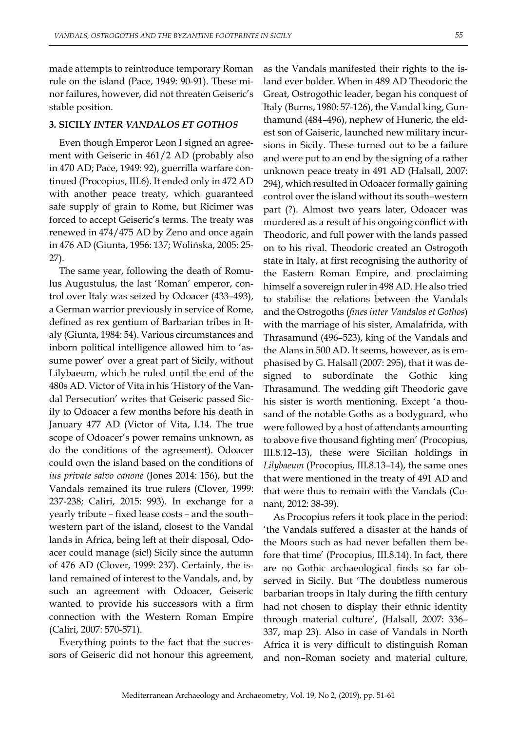made attempts to reintroduce temporary Roman rule on the island (Pace, 1949: 90-91). These minor failures, however, did not threaten Geiseric's stable position.

### 3. SICILY *INTER VANDALOS ET GOTHOS*

Even though Emperor Leon I signed an agreement with Geiseric in 461/2 AD (probably also in 470 AD; Pace, 1949: 92), guerrilla warfare continued (Procopius, III.6). It ended only in 472 AD with another peace treaty, which guaranteed safe supply of grain to Rome, but Ricimer was forced to accept Geiseric's terms. The treaty was renewed in 474/475 AD by Zeno and once again in 476 AD (Giunta, 1956: 137; Wolińska, 2005: 25-27).

The same year, following the death of Romulus Augustulus, the last 'Roman' emperor, control over Italy was seized by Odoacer (433–493), a German warrior previously in service of Rome, defined as rex gentium of Barbarian tribes in Italy (Giunta, 1984: 54). Various circumstances and inborn political intelligence allowed him to 'assume power' over a great part of Sicily, without Lilybaeum, which he ruled until the end of the 480s AD. Victor of Vita in his 'History of the Vandal Persecution' writes that Geiseric passed Sicily to Odoacer a few months before his death in January 477 AD (Victor of Vita, I.14. The true scope of Odoacer's power remains unknown, as do the conditions of the agreement). Odoacer could own the island based on the conditions of *ius private salvo canone* (Jones 2014: 156), but the Vandals remained its true rulers (Clover, 1999: 237-238; Caliri, 2015: 993). In exchange for a yearly tribute – fixed lease costs – and the south–western part of the island, closest to the Vandal lands in Africa, being left at their disposal, Odoacer could manage (sic!) Sicily since the autumn of 476 AD (Clover, 1999: 237). Certainly, the island remained of interest to the Vandals, and, by such an agreement with Odoacer, Geiseric wanted to provide his successors with a firm connection with the Western Roman Empire (Caliri, 2007: 570-571).

Everything points to the fact that the successors of Geiseric did not honour this agreement, as the Vandals manifested their rights to the island ever bolder. When in 489 AD Theodoric the Great, Ostrogothic leader, began his conquest of Italy (Burns, 1980: 57-126), the Vandal king, Gunthamund (484–496), nephew of Huneric, the eldest son of Gaiseric, launched new military incursions in Sicily. These turned out to be a failure and were put to an end by the signing of a rather unknown peace treaty in 491 AD (Halsall, 2007: 294), which resulted in Odoacer formally gaining control over the island without its south–western part (?). Almost two years later, Odoacer was murdered as a result of his ongoing conflict with Theodoric, and full power with the lands passed on to his rival. Theodoric created an Ostrogoth state in Italy, at first recognising the authority of the Eastern Roman Empire, and proclaiming himself a sovereign ruler in 498 AD. He also tried to stabilise the relations between the Vandals and the Ostrogoths (*fines inter Vandalos et Gothos*) with the marriage of his sister, Amalafrida, with Thrasamund (496–523), king of the Vandals and the Alans in 500 AD. It seems, however, as is emphasised by G. Halsall (2007: 295), that it was designed to subordinate the Gothic king Thrasamund. The wedding gift Theodoric gave his sister is worth mentioning. Except 'a thousand of the notable Goths as a bodyguard, who were followed by a host of attendants amounting to above five thousand fighting men' (Procopius, III.8.12–13), these were Sicilian holdings in *Lilybaeum* (Procopius, III.8.13–14), the same ones that were mentioned in the treaty of 491 AD and that were thus to remain with the Vandals (Conant, 2012: 38-39).

As Procopius refers it took place in the period: 'the Vandals suffered a disaster at the hands of the Moors such as had never befallen them before that time' (Procopius, III.8.14). In fact, there are no Gothic archaeological finds so far observed in Sicily. But 'The doubtless numerous barbarian troops in Italy during the fifth century had not chosen to display their ethnic identity through material culture', (Halsall, 2007: 336–337, map 23). Also in case of Vandals in North Africa it is very difficult to distinguish Roman and non–Roman society and material culture,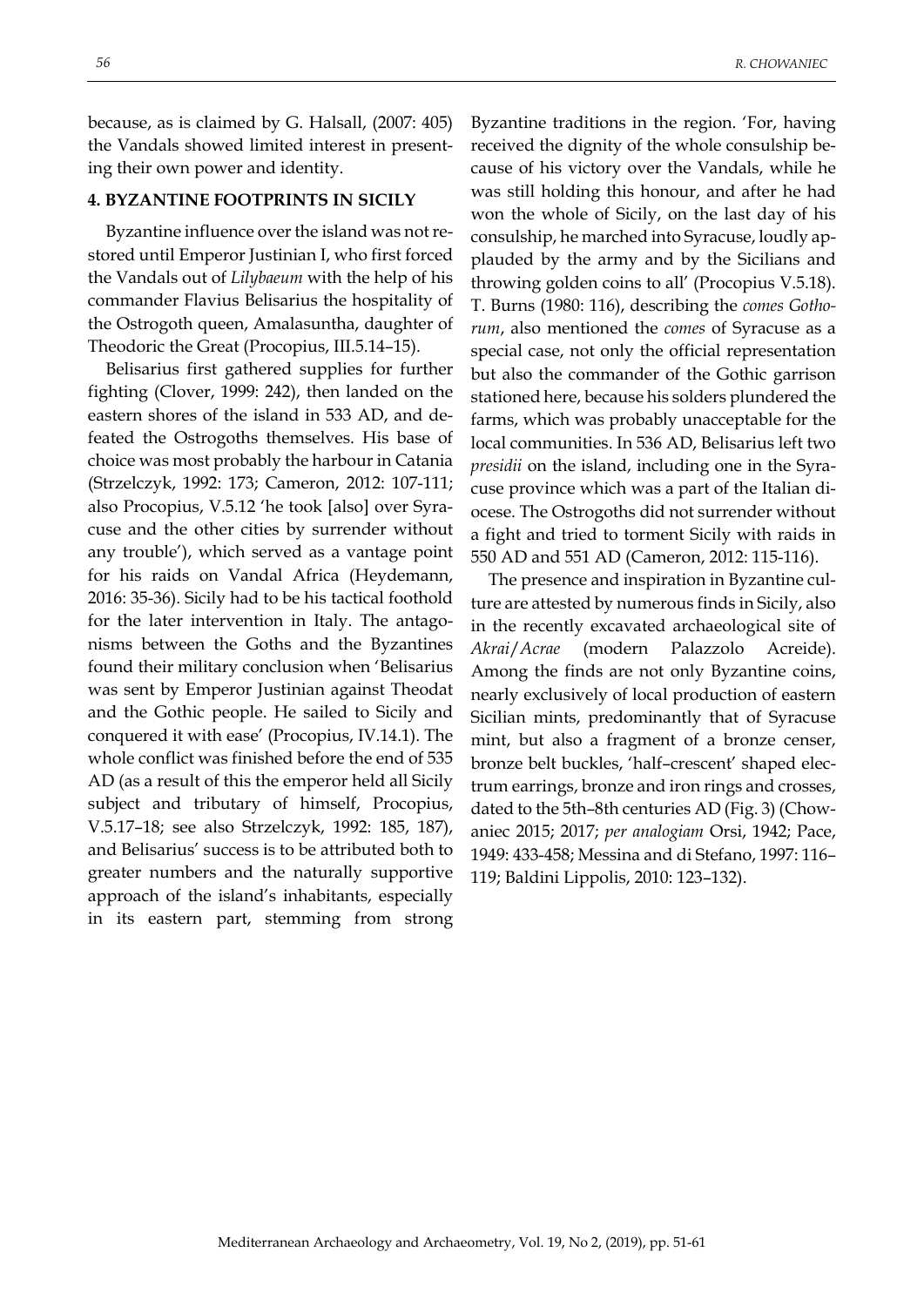because, as is claimed by G. Halsall, (2007: 405) the Vandals showed limited interest in presenting their own power and identity.

## 4. BYZANTINE FOOTPRINTS IN SICILY

Byzantine influence over the island was not restored until Emperor Justinian I, who first forced the Vandals out of *Lilybaeum* with the help of his commander Flavius Belisarius the hospitality of the Ostrogoth queen, Amalasuntha, daughter of Theodoric the Great (Procopius, III.5.14–15).

Belisarius first gathered supplies for further fighting (Clover, 1999: 242), then landed on the eastern shores of the island in 533 AD, and defeated the Ostrogoths themselves. His base of choice was most probably the harbour in Catania (Strzelczyk, 1992: 173; Cameron, 2012: 107-111; also Procopius, V.5.12 'he took [also] over Syracuse and the other cities by surrender without any trouble'), which served as a vantage point for his raids on Vandal Africa (Heydemann, 2016: 35-36). Sicily had to be his tactical foothold for the later intervention in Italy. The antagonisms between the Goths and the Byzantines found their military conclusion when 'Belisarius was sent by Emperor Justinian against Theodat and the Gothic people. He sailed to Sicily and conquered it with ease' (Procopius, IV.14.1). The whole conflict was finished before the end of 535 AD (as a result of this the emperor held all Sicily subject and tributary of himself, Procopius, V.5.17–18; see also Strzelczyk, 1992: 185, 187), and Belisarius' success is to be attributed both to greater numbers and the naturally supportive approach of the island's inhabitants, especially in its eastern part, stemming from strong Byzantine traditions in the region. 'For, having received the dignity of the whole consulship because of his victory over the Vandals, while he was still holding this honour, and after he had won the whole of Sicily, on the last day of his consulship, he marched into Syracuse, loudly applauded by the army and by the Sicilians and throwing golden coins to all' (Procopius V.5.18). T. Burns (1980: 116), describing the *comes Gothorum*, also mentioned the *comes* of Syracuse as a special case, not only the official representation but also the commander of the Gothic garrison stationed here, because his solders plundered the farms, which was probably unacceptable for the local communities. In 536 AD, Belisarius left two *presidii* on the island, including one in the Syracuse province which was a part of the Italian diocese. The Ostrogoths did not surrender without a fight and tried to torment Sicily with raids in 550 AD and 551 AD (Cameron, 2012: 115-116).

The presence and inspiration in Byzantine culture are attested by numerous finds in Sicily, also in the recently excavated archaeological site of *Akrai*/*Acrae* (modern Palazzolo Acreide). Among the finds are not only Byzantine coins, nearly exclusively of local production of eastern Sicilian mints, predominantly that of Syracuse mint, but also a fragment of a bronze censer, bronze belt buckles, 'half–crescent' shaped electrum earrings, bronze and iron rings and crosses, dated to the 5th–8th centuries AD (Fig. 3) (Chowaniec 2015; 2017; *per analogiam* Orsi, 1942; Pace, 1949: 433-458; Messina and di Stefano, 1997: 116–119; Baldini Lippolis, 2010: 123–132).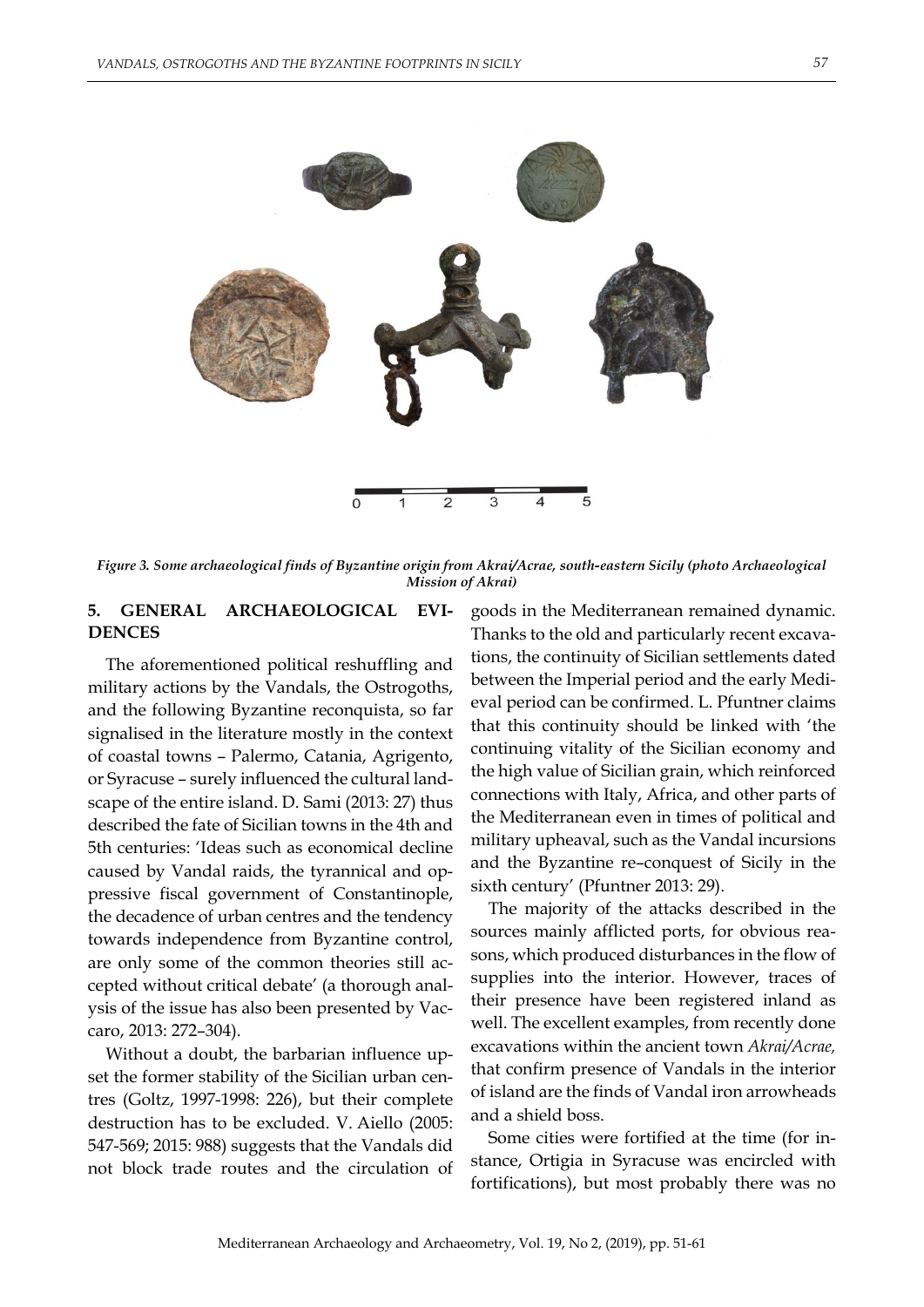*Figure 3. Some archaeological finds of Byzantine origin from Akrai/Acrae, south-eastern Sicily (photo Archaeological Mission of Akrai)*

## 5. GENERAL ARCHAEOLOGICAL EVIDENCES

The aforementioned political reshuffling and military actions by the Vandals, the Ostrogoths, and the following Byzantine reconquista, so far signalised in the literature mostly in the context of coastal towns – Palermo, Catania, Agrigento, or Syracuse – surely influenced the cultural landscape of the entire island. D. Sami (2013: 27) thus described the fate of Sicilian towns in the 4th and 5th centuries: 'Ideas such as economical decline caused by Vandal raids, the tyrannical and oppressive fiscal government of Constantinople, the decadence of urban centres and the tendency towards independence from Byzantine control, are only some of the common theories still accepted without critical debate' (a thorough analysis of the issue has also been presented by Vaccaro, 2013: 272–304).

Without a doubt, the barbarian influence upset the former stability of the Sicilian urban centres (Goltz, 1997-1998: 226), but their complete destruction has to be excluded. V. Aiello (2005: 547-569; 2015: 988) suggests that the Vandals did not block trade routes and the circulation of goods in the Mediterranean remained dynamic. Thanks to the old and particularly recent excavations, the continuity of Sicilian settlements dated between the Imperial period and the early Medieval period can be confirmed. L. Pfuntner claims that this continuity should be linked with 'the continuing vitality of the Sicilian economy and the high value of Sicilian grain, which reinforced connections with Italy, Africa, and other parts of the Mediterranean even in times of political and military upheaval, such as the Vandal incursions and the Byzantine re–conquest of Sicily in the sixth century' (Pfuntner 2013: 29).

The majority of the attacks described in the sources mainly afflicted ports, for obvious reasons, which produced disturbances in the flow of supplies into the interior. However, traces of their presence have been registered inland as well. The excellent examples, from recently done excavations within the ancient town *Akrai/Acrae,* that confirm presence of Vandals in the interior of island are the finds of Vandal iron arrowheads and a shield boss.

Some cities were fortified at the time (for instance, Ortigia in Syracuse was encircled with fortifications), but most probably there was no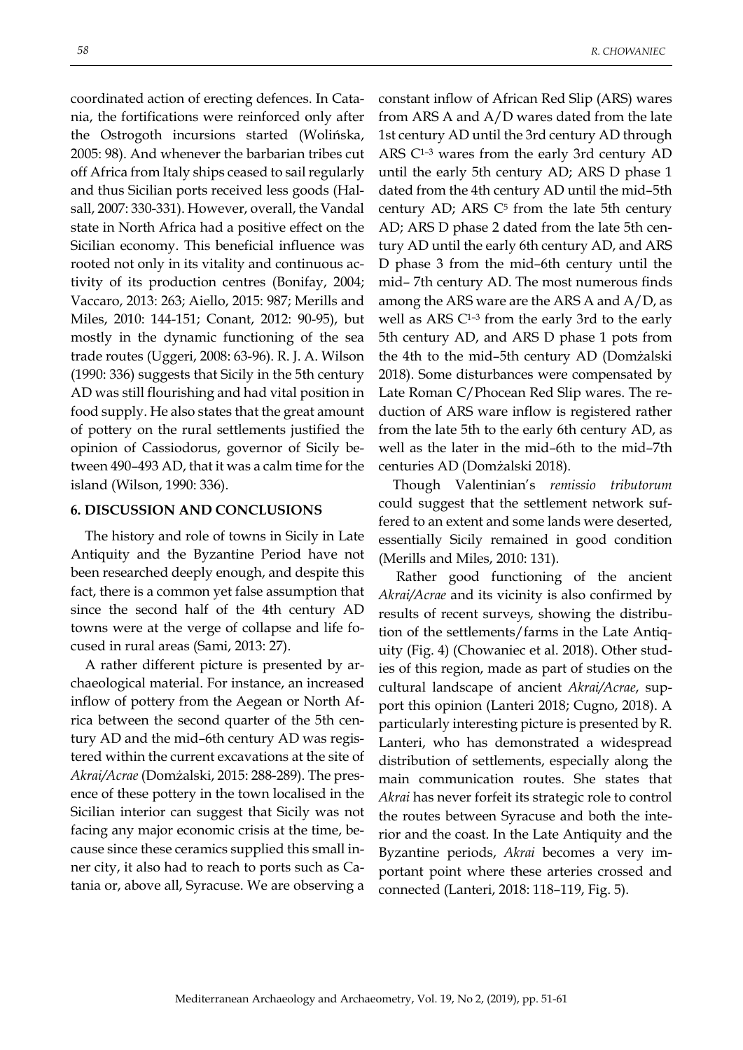coordinated action of erecting defences. In Catania, the fortifications were reinforced only after the Ostrogoth incursions started (Wolińska, 2005: 98). And whenever the barbarian tribes cut off Africa from Italy ships ceased to sail regularly and thus Sicilian ports received less goods (Halsall, 2007: 330-331). However, overall, the Vandal state in North Africa had a positive effect on the Sicilian economy. This beneficial influence was rooted not only in its vitality and continuous activity of its production centres (Bonifay, 2004; Vaccaro, 2013: 263; Aiello, 2015: 987; Merills and Miles, 2010: 144-151; Conant, 2012: 90-95), but mostly in the dynamic functioning of the sea trade routes (Uggeri, 2008: 63-96). R. J. A. Wilson (1990: 336) suggests that Sicily in the 5th century AD was still flourishing and had vital position in food supply. He also states that the great amount of pottery on the rural settlements justified the opinion of Cassiodorus, governor of Sicily between 490–493 AD, that it was a calm time for the island (Wilson, 1990: 336).

## 6. DISCUSSION AND CONCLUSIONS

The history and role of towns in Sicily in Late Antiquity and the Byzantine Period have not been researched deeply enough, and despite this fact, there is a common yet false assumption that since the second half of the 4th century AD towns were at the verge of collapse and life focused in rural areas (Sami, 2013: 27).

A rather different picture is presented by archaeological material. For instance, an increased inflow of pottery from the Aegean or North Africa between the second quarter of the 5th century AD and the mid–6th century AD was registered within the current excavations at the site of *Akrai/Acrae* (Domżalski, 2015: 288-289). The presence of these pottery in the town localised in the Sicilian interior can suggest that Sicily was not facing any major economic crisis at the time, because since these ceramics supplied this small inner city, it also had to reach to ports such as Catania or, above all, Syracuse. We are observing a constant inflow of African Red Slip (ARS) wares from ARS A and A/D wares dated from the late 1st century AD until the 3rd century AD through ARS $C^{1-3}$ wares from the early 3rd century AD until the early 5th century AD; ARS D phase 1 dated from the 4th century AD until the mid–5th century AD; ARS $C^{5}$ from the late 5th century AD; ARS D phase 2 dated from the late 5th century AD until the early 6th century AD, and ARS D phase 3 from the mid–6th century until the mid– 7th century AD. The most numerous finds among the ARS ware are the ARS A and A/D, as well as ARS $C^{1-3}$ from the early 3rd to the early 5th century AD, and ARS D phase 1 pots from the 4th to the mid–5th century AD (Domżalski 2018). Some disturbances were compensated by Late Roman C/Phocean Red Slip wares. The reduction of ARS ware inflow is registered rather from the late 5th to the early 6th century AD, as well as the later in the mid–6th to the mid–7th centuries AD (Domżalski 2018).

Though Valentinian's *remissio tributorum* could suggest that the settlement network suffered to an extent and some lands were deserted, essentially Sicily remained in good condition (Merills and Miles, 2010: 131).

Rather good functioning of the ancient *Akrai/Acrae* and its vicinity is also confirmed by results of recent surveys, showing the distribution of the settlements/farms in the Late Antiquity (Fig. 4) (Chowaniec et al. 2018). Other studies of this region, made as part of studies on the cultural landscape of ancient *Akrai/Acrae*, support this opinion (Lanteri 2018; Cugno, 2018). A particularly interesting picture is presented by R. Lanteri, who has demonstrated a widespread distribution of settlements, especially along the main communication routes. She states that *Akrai* has never forfeit its strategic role to control the routes between Syracuse and both the interior and the coast. In the Late Antiquity and the Byzantine periods, *Akrai* becomes a very important point where these arteries crossed and connected (Lanteri, 2018: 118–119, Fig. 5).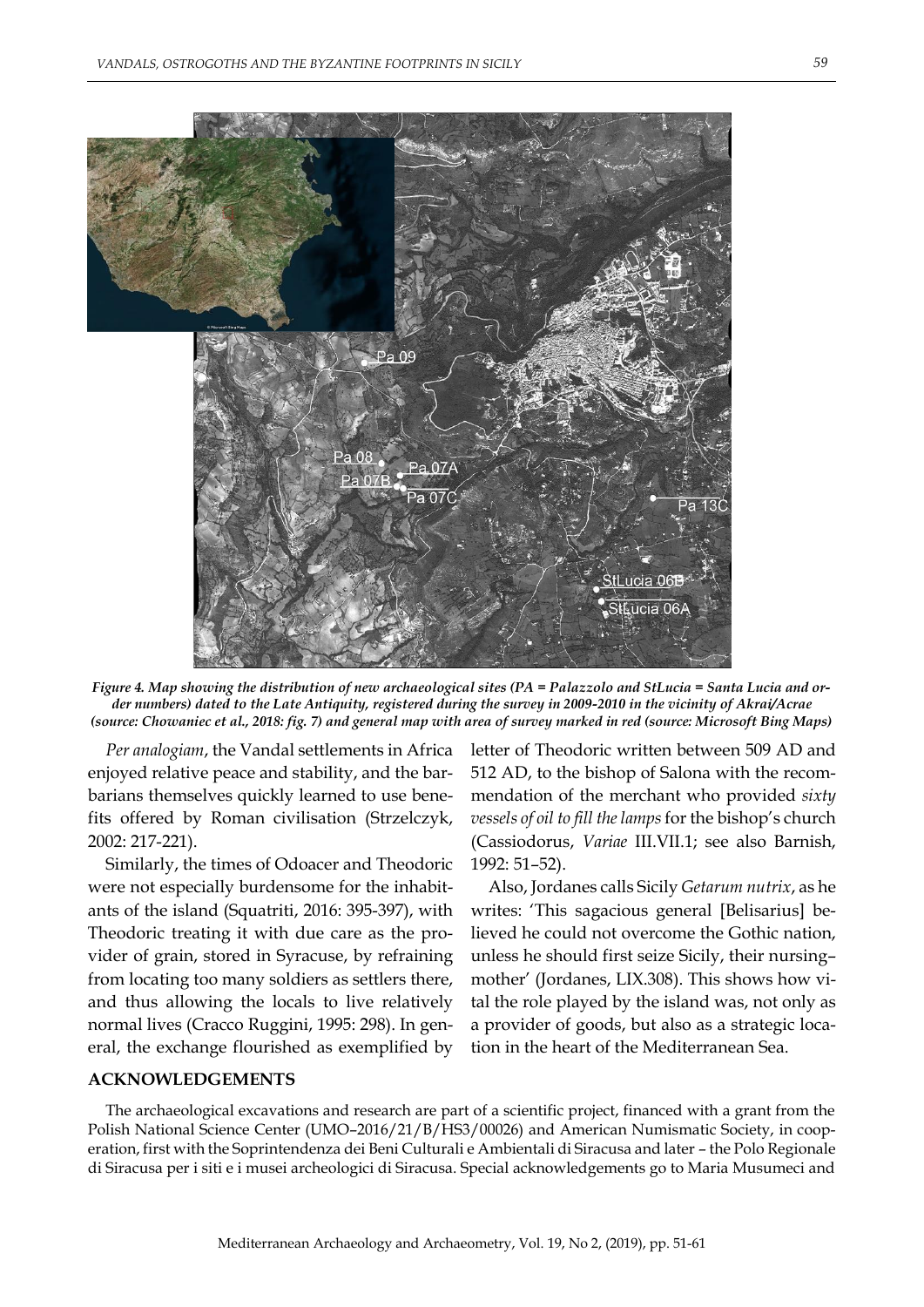*Figure 4. Map showing the distribution of new archaeological sites (PA = Palazzolo and StLucia = Santa Lucia and order numbers) dated to the Late Antiquity, registered during the survey in 2009-2010 in the vicinity of Akrai/Acrae (source: Chowaniec et al., 2018: fig. 7) and general map with area of survey marked in red (source: Microsoft Bing Maps)*

*Per analogiam*, the Vandal settlements in Africa enjoyed relative peace and stability, and the barbarians themselves quickly learned to use benefits offered by Roman civilisation (Strzelczyk, 2002: 217-221).

Similarly, the times of Odoacer and Theodoric were not especially burdensome for the inhabitants of the island (Squatriti, 2016: 395-397), with Theodoric treating it with due care as the provider of grain, stored in Syracuse, by refraining from locating too many soldiers as settlers there, and thus allowing the locals to live relatively normal lives (Cracco Ruggini, 1995: 298). In general, the exchange flourished as exemplified by letter of Theodoric written between 509 AD and 512 AD, to the bishop of Salona with the recommendation of the merchant who provided *sixty vessels of oil to fill the lamps* for the bishop's church (Cassiodorus, *Variae* III.VII.1; see also Barnish, 1992: 51–52).

Also, Jordanes calls Sicily *Getarum nutrix*, as he writes: 'This sagacious general [Belisarius] believed he could not overcome the Gothic nation, unless he should first seize Sicily, their nursing–mother' (Jordanes, LIX.308). This shows how vital the role played by the island was, not only as a provider of goods, but also as a strategic location in the heart of the Mediterranean Sea.

## ACKNOWLEDGEMENTS

The archaeological excavations and research are part of a scientific project, financed with a grant from the Polish National Science Center (UMO–2016/21/B/HS3/00026) and American Numismatic Society, in cooperation, first with the Soprintendenza dei Beni Culturali e Ambientali di Siracusa and later – the Polo Regionale di Siracusa per i siti e i musei archeologici di Siracusa. Special acknowledgements go to Maria Musumeci and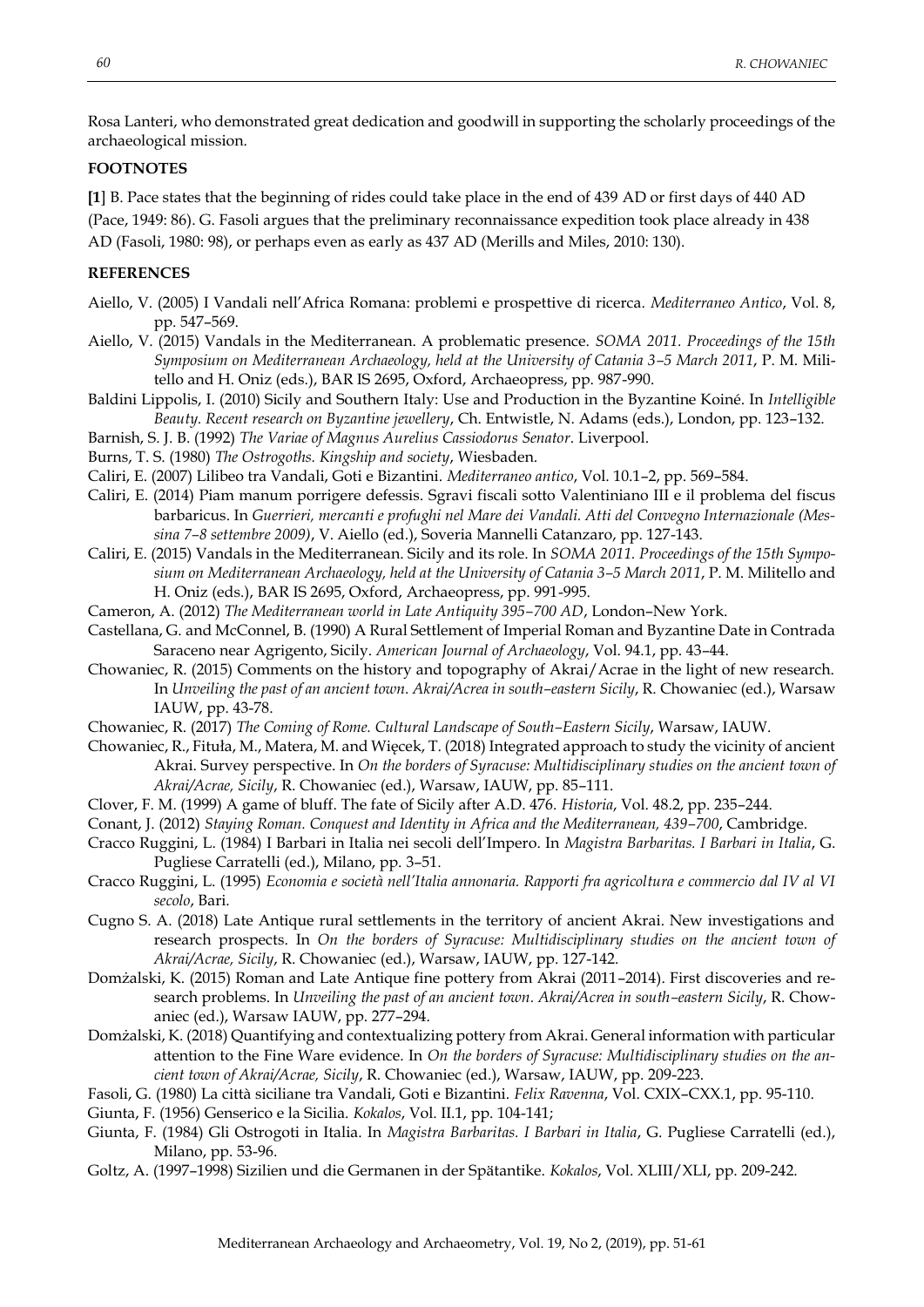Rosa Lanteri, who demonstrated great dedication and goodwill in supporting the scholarly proceedings of the archaeological mission.

## FOOTNOTES

**[1]** B. Pace states that the beginning of rides could take place in the end of 439 AD or first days of 440 AD (Pace, 1949: 86). G. Fasoli argues that the preliminary reconnaissance expedition took place already in 438 AD (Fasoli, 1980: 98), or perhaps even as early as 437 AD (Merills and Miles, 2010: 130).

## REFERENCES

Aiello, V. (2005) I Vandali nell'Africa Romana: problemi e prospettive di ricerca. *Mediterraneo Antico*, Vol. 8, pp. 547–569.

Aiello, V. (2015) Vandals in the Mediterranean. A problematic presence. *SOMA 2011. Proceedings of the 15th Symposium on Mediterranean Archaeology, held at the University of Catania 3–5 March 2011*, P. M. Militello and H. Oniz (eds.), BAR IS 2695, Oxford, Archaeopress, pp. 987-990.

Baldini Lippolis, I. (2010) Sicily and Southern Italy: Use and Production in the Byzantine Koiné. In *Intelligible Beauty. Recent research on Byzantine jewellery*, Ch. Entwistle, N. Adams (eds.), London, pp. 123–132.

Barnish, S. J. B. (1992) *The Variae of Magnus Aurelius Cassiodorus Senator*. Liverpool.

Burns, T. S. (1980) *The Ostrogoths. Kingship and society*, Wiesbaden.

Caliri, E. (2007) Lilibeo tra Vandali, Goti e Bizantini. *Mediterraneo antico*, Vol. 10.1–2, pp. 569–584.

Caliri, E. (2014) Piam manum porrigere defessis. Sgravi fiscali sotto Valentiniano III e il problema del fiscus barbaricus. In *Guerrieri, mercanti e profughi nel Mare dei Vandali. Atti del Convegno Internazionale (Messina 7–8 settembre 2009)*, V. Aiello (ed.), Soveria Mannelli Catanzaro, pp. 127-143.

Caliri, E. (2015) Vandals in the Mediterranean. Sicily and its role. In *SOMA 2011. Proceedings of the 15th Symposium on Mediterranean Archaeology, held at the University of Catania 3–5 March 2011*, P. M. Militello and H. Oniz (eds.), BAR IS 2695, Oxford, Archaeopress, pp. 991-995.

Cameron, A. (2012) *The Mediterranean world in Late Antiquity 395–700 AD*, London–New York.

Castellana, G. and McConnel, B. (1990) A Rural Settlement of Imperial Roman and Byzantine Date in Contrada Saraceno near Agrigento, Sicily. *American Journal of Archaeology*, Vol. 94.1, pp. 43–44.

Chowaniec, R. (2015) Comments on the history and topography of Akrai/Acrae in the light of new research. In *Unveiling the past of an ancient town. Akrai/Acrea in south–eastern Sicily*, R. Chowaniec (ed.), Warsaw IAUW, pp. 43-78.

Chowaniec, R. (2017) *The Coming of Rome. Cultural Landscape of South–Eastern Sicily*, Warsaw, IAUW.

Chowaniec, R., Fituła, M., Matera, M. and Więcek, T. (2018) Integrated approach to study the vicinity of ancient Akrai. Survey perspective. In *On the borders of Syracuse: Multidisciplinary studies on the ancient town of Akrai/Acrae, Sicily*, R. Chowaniec (ed.), Warsaw, IAUW, pp. 85–111.

Clover, F. M. (1999) A game of bluff. The fate of Sicily after A.D. 476. *Historia*, Vol. 48.2, pp. 235–244.

Conant, J. (2012) *Staying Roman. Conquest and Identity in Africa and the Mediterranean, 439–700*, Cambridge.

Cracco Ruggini, L. (1984) I Barbari in Italia nei secoli dell'Impero. In *Magistra Barbaritas. I Barbari in Italia*, G. Pugliese Carratelli (ed.), Milano, pp. 3–51.

Cracco Ruggini, L. (1995) *Economia e società nell'Italia annonaria. Rapporti fra agricoltura e commercio dal IV al VI secolo*, Bari.

Cugno S. A. (2018) Late Antique rural settlements in the territory of ancient Akrai. New investigations and research prospects. In *On the borders of Syracuse: Multidisciplinary studies on the ancient town of Akrai/Acrae, Sicily*, R. Chowaniec (ed.), Warsaw, IAUW, pp. 127-142.

Domżalski, K. (2015) Roman and Late Antique fine pottery from Akrai (2011–2014). First discoveries and research problems. In *Unveiling the past of an ancient town. Akrai/Acrea in south–eastern Sicily*, R. Chowaniec (ed.), Warsaw IAUW, pp. 277–294.

Domżalski, K. (2018) Quantifying and contextualizing pottery from Akrai. General information with particular attention to the Fine Ware evidence. In *On the borders of Syracuse: Multidisciplinary studies on the ancient town of Akrai/Acrae, Sicily*, R. Chowaniec (ed.), Warsaw, IAUW, pp. 209-223.

Fasoli, G. (1980) La città siciliane tra Vandali, Goti e Bizantini. *Felix Ravenna*, Vol. CXIX–CXX.1, pp. 95-110.

Giunta, F. (1956) Genserico e la Sicilia. *Kokalos*, Vol. II.1, pp. 104-141;

Giunta, F. (1984) Gli Ostrogoti in Italia. In *Magistra Barbaritas. I Barbari in Italia*, G. Pugliese Carratelli (ed.), Milano, pp. 53-96.

Goltz, A. (1997–1998) Sizilien und die Germanen in der Spätantike. *Kokalos*, Vol. XLIII/XLI, pp. 209-242.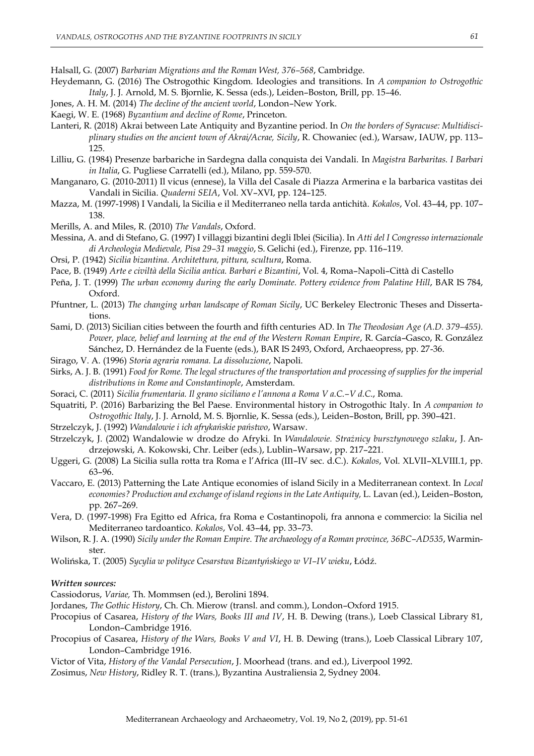Halsall, G. (2007) *Barbarian Migrations and the Roman West, 376–568*, Cambridge.

Heydemann, G. (2016) The Ostrogothic Kingdom. Ideologies and transitions. In *A companion to Ostrogothic Italy*, J. J. Arnold, M. S. Bjornlie, K. Sessa (eds.), Leiden–Boston, Brill, pp. 15–46.

Jones, A. H. M. (2014) *The decline of the ancient world*, London–New York.

Kaegi, W. E. (1968) *Byzantium and decline of Rome*, Princeton.

Lanteri, R. (2018) Akrai between Late Antiquity and Byzantine period. In *On the borders of Syracuse: Multidisciplinary studies on the ancient town of Akrai/Acrae, Sicily*, R. Chowaniec (ed.), Warsaw, IAUW, pp. 113–125.

Lilliu, G. (1984) Presenze barbariche in Sardegna dalla conquista dei Vandali. In *Magistra Barbaritas. I Barbari in Italia*, G. Pugliese Carratelli (ed.), Milano, pp. 559-570.

Manganaro, G. (2010-2011) Il vicus (ennese), la Villa del Casale di Piazza Armerina e la barbarica vastitas dei Vandali in Sicilia. *Quaderni SEIA*, Vol. XV–XVI, pp. 124–125.

Mazza, M. (1997-1998) I Vandali, la Sicilia e il Mediterraneo nella tarda antichità. *Kokalos*, Vol. 43–44, pp. 107–138.

Merills, A. and Miles, R. (2010) *The Vandals*, Oxford.

Messina, A. and di Stefano, G. (1997) I villaggi bizantini degli Iblei (Sicilia). In *Atti del I Congresso internazionale di Archeologia Medievale, Pisa 29–31 maggio*, S. Gelichi (ed.), Firenze, pp. 116–119.

Orsi, P. (1942) *Sicilia bizantina. Architettura, pittura, scultura*, Roma.

Pace, B. (1949) *Arte e civiltà della Sicilia antica. Barbari e Bizantini*, Vol. 4, Roma–Napoli–Città di Castello

Peña, J. T. (1999) *The urban economy during the early Dominate. Pottery evidence from Palatine Hill*, BAR IS 784, Oxford.

Pfuntner, L. (2013) *The changing urban landscape of Roman Sicily*, UC Berkeley Electronic Theses and Dissertations.

Sami, D. (2013) Sicilian cities between the fourth and fifth centuries AD. In *The Theodosian Age (A.D. 379–455). Power, place, belief and learning at the end of the Western Roman Empire*, R. García–Gasco, R. González Sánchez, D. Hernández de la Fuente (eds.), BAR IS 2493, Oxford, Archaeopress, pp. 27-36.

Sirago, V. A. (1996) *Storia agraria romana. La dissoluzione*, Napoli.

Sirks, A. J. B. (1991) *Food for Rome. The legal structures of the transportation and processing of supplies for the imperial distributions in Rome and Constantinople*, Amsterdam.

Soraci, C. (2011) *Sicilia frumentaria. Il grano siciliano e l'annona a Roma V a.C.–V d.C.*, Roma.

Squatriti, P. (2016) Barbarizing the Bel Paese. Environmental history in Ostrogothic Italy. In *A companion to Ostrogothic Italy*, J. J. Arnold, M. S. Bjornlie, K. Sessa (eds.), Leiden–Boston, Brill, pp. 390–421.

Strzelczyk, J. (1992) *Wandalowie i ich afrykańskie państwo*, Warsaw.

Strzelczyk, J. (2002) Wandalowie w drodze do Afryki. In *Wandalowie. Strażnicy bursztynowego szlaku*, J. Andrzejowski, A. Kokowski, Chr. Leiber (eds.), Lublin–Warsaw, pp. 217–221.

Uggeri, G. (2008) La Sicilia sulla rotta tra Roma e l'Africa (III–IV sec. d.C.). *Kokalos*, Vol. XLVII–XLVIII.1, pp. 63–96.

Vaccaro, E. (2013) Patterning the Late Antique economies of island Sicily in a Mediterranean context. In *Local economies? Production and exchange of island regions in the Late Antiquity,* L. Lavan (ed.), Leiden–Boston, pp. 267–269.

Vera, D. (1997-1998) Fra Egitto ed Africa, fra Roma e Costantinopoli, fra annona e commercio: la Sicilia nel Mediterraneo tardoantico. *Kokalos*, Vol. 43–44, pp. 33–73.

Wilson, R. J. A. (1990) *Sicily under the Roman Empire. The archaeology of a Roman province, 36BC–AD535*, Warminster.

Wolińska, T. (2005) *Sycylia w polityce Cesarstwa Bizantyńskiego w VI–IV wieku*, Łódź.

***Written sources:***

Cassiodorus, *Variae,* Th. Mommsen (ed.), Berolini 1894.

Jordanes, *The Gothic History*, Ch. Ch. Mierow (transl. and comm.), London–Oxford 1915.

Procopius of Casarea, *History of the Wars, Books III and IV*, H. B. Dewing (trans.), Loeb Classical Library 81, London–Cambridge 1916.

Procopius of Casarea, *History of the Wars, Books V and VI*, H. B. Dewing (trans.), Loeb Classical Library 107, London–Cambridge 1916.

Victor of Vita, *History of the Vandal Persecution*, J. Moorhead (trans. and ed.), Liverpool 1992.

Zosimus, *New History*, Ridley R. T. (trans.), Byzantina Australiensia 2, Sydney 2004.